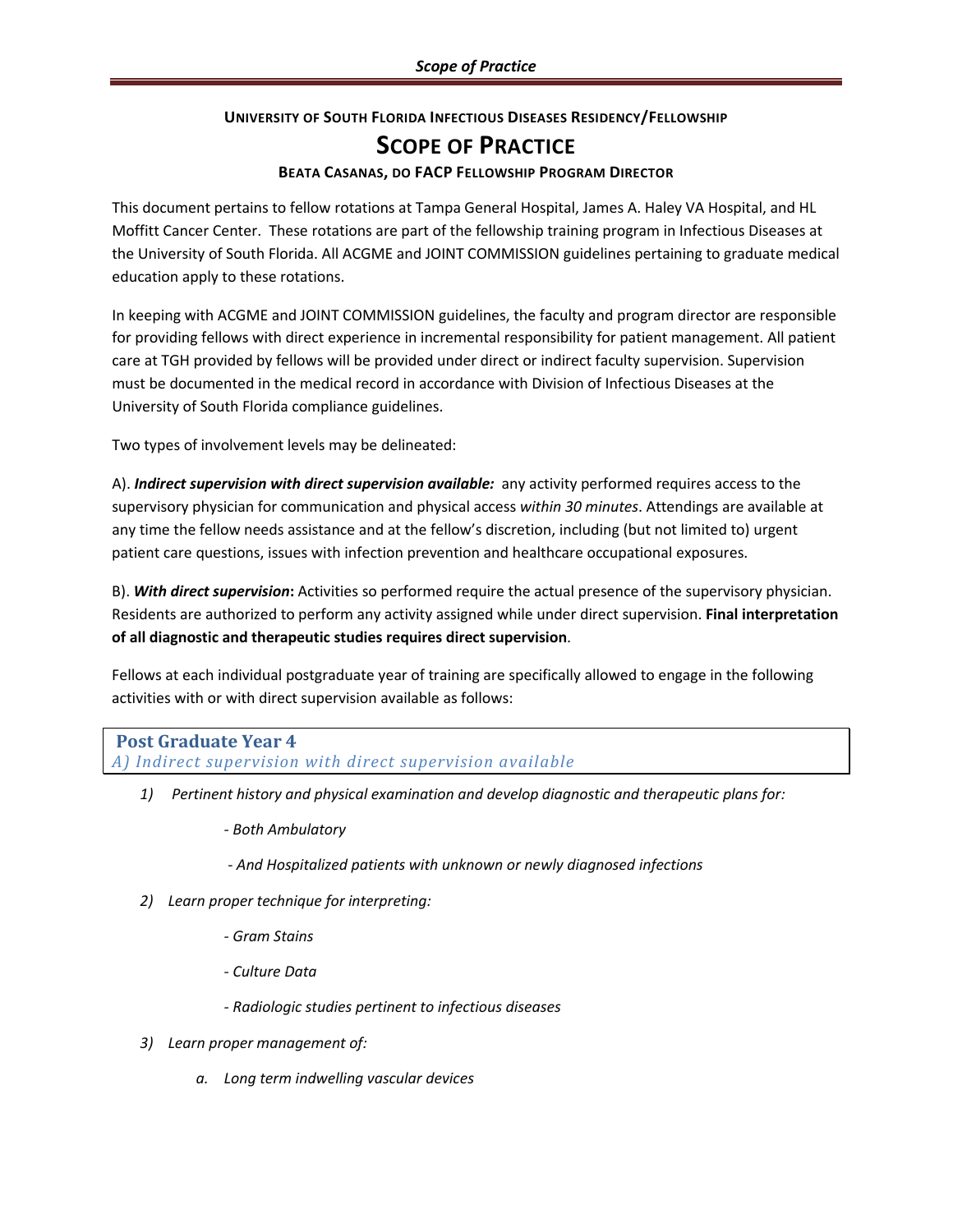**UNIVERSITY OF SOUTH FLORIDA INFECTIOUS DISEASES RESIDENCY/FELLOWSHIP**

# SCOPE OF PRACTICE

**BEATA CASANAS, DO FACP FELLOWSHIP PROGRAM DIRECTOR**

This document pertains to fellow rotations at Tampa General Hospital, James A. Haley VA Hospital, and HL Moffitt Cancer Center. These rotations are part of the fellowship training program in Infectious Diseases at the University of South Florida. All ACGME and JOINT COMMISSION guidelines pertaining to graduate medical education apply to these rotations.

In keeping with ACGME and JOINT COMMISSION guidelines, the faculty and program director are responsible for providing fellows with direct experience in incremental responsibility for patient management. All patient care at TGH provided by fellows will be provided under direct or indirect faculty supervision. Supervision must be documented in the medical record in accordance with Division of Infectious Diseases at the University of South Florida compliance guidelines.

Two types of involvement levels may be delineated:

A). ***Indirect supervision with direct supervision available:*** any activity performed requires access to the supervisory physician for communication and physical access *within 30 minutes*. Attendings are available at any time the fellow needs assistance and at the fellow's discretion, including (but not limited to) urgent patient care questions, issues with infection prevention and healthcare occupational exposures.

B). ***With direct supervision*****:** Activities so performed require the actual presence of the supervisory physician. Residents are authorized to perform any activity assigned while under direct supervision. **Final interpretation of all diagnostic and therapeutic studies requires direct supervision**.

Fellows at each individual postgraduate year of training are specifically allowed to engage in the following activities with or with direct supervision available as follows:

## Post Graduate Year 4

*A) Indirect supervision with direct supervision available*

1) *Pertinent history and physical examination and develop diagnostic and therapeutic plans for:*
   - *Both Ambulatory*
   - *And Hospitalized patients with unknown or newly diagnosed infections*
2) *Learn proper technique for interpreting:*
   - *Gram Stains*
   - *Culture Data*
   - *Radiologic studies pertinent to infectious diseases*
3) *Learn proper management of:*
   a. *Long term indwelling vascular devices*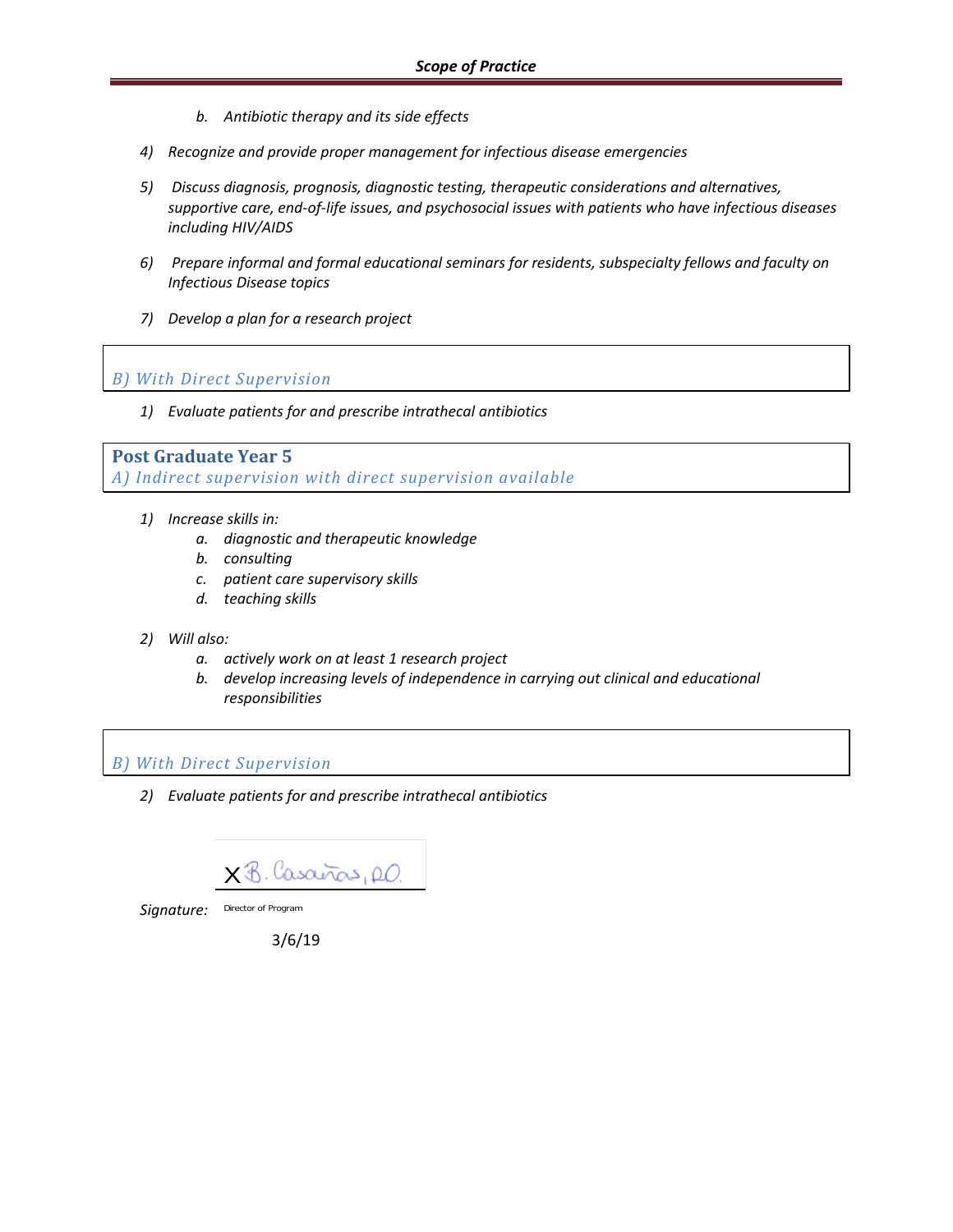b. *Antibiotic therapy and its side effects*

4) *Recognize and provide proper management for infectious disease emergencies*

5) *Discuss diagnosis, prognosis, diagnostic testing, therapeutic considerations and alternatives, supportive care, end-of-life issues, and psychosocial issues with patients who have infectious diseases including HIV/AIDS*

6) *Prepare informal and formal educational seminars for residents, subspecialty fellows and faculty on Infectious Disease topics*

7) *Develop a plan for a research project*

### *B) With Direct Supervision*

1) *Evaluate patients for and prescribe intrathecal antibiotics*

## Post Graduate Year 5

### *A) Indirect supervision with direct supervision available*

1) *Increase skills in:*
   a. *diagnostic and therapeutic knowledge*
   b. *consulting*
   c. *patient care supervisory skills*
   d. *teaching skills*

2) *Will also:*
   a. *actively work on at least 1 research project*
   b. *develop increasing levels of independence in carrying out clinical and educational responsibilities*

### *B) With Direct Supervision*

2) *Evaluate patients for and prescribe intrathecal antibiotics*

X B. Casañas, DO.

*Signature:* Director of Program

3/6/19